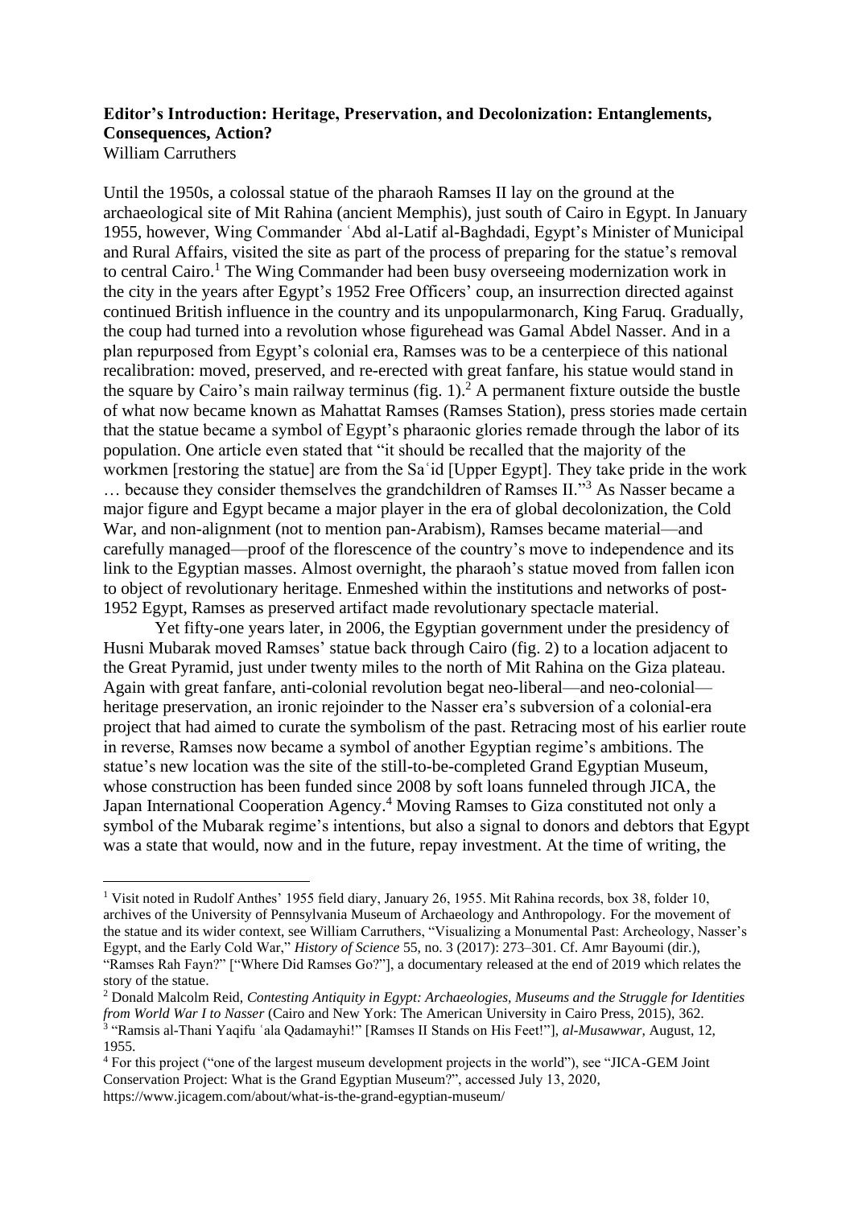**Editor's Introduction: Heritage, Preservation, and Decolonization: Entanglements, Consequences, Action?**
William Carruthers

Until the 1950s, a colossal statue of the pharaoh Ramses II lay on the ground at the archaeological site of Mit Rahina (ancient Memphis), just south of Cairo in Egypt. In January 1955, however, Wing Commander ʿAbd al-Latif al-Baghdadi, Egypt's Minister of Municipal and Rural Affairs, visited the site as part of the process of preparing for the statue's removal to central Cairo.[1] The Wing Commander had been busy overseeing modernization work in the city in the years after Egypt's 1952 Free Officers' coup, an insurrection directed against continued British influence in the country and its unpopularmonarch, King Faruq. Gradually, the coup had turned into a revolution whose figurehead was Gamal Abdel Nasser. And in a plan repurposed from Egypt's colonial era, Ramses was to be a centerpiece of this national recalibration: moved, preserved, and re-erected with great fanfare, his statue would stand in the square by Cairo's main railway terminus (fig. 1).[2] A permanent fixture outside the bustle of what now became known as Mahattat Ramses (Ramses Station), press stories made certain that the statue became a symbol of Egypt's pharaonic glories remade through the labor of its population. One article even stated that "it should be recalled that the majority of the workmen [restoring the statue] are from the Saʿid [Upper Egypt]. They take pride in the work … because they consider themselves the grandchildren of Ramses II."[3] As Nasser became a major figure and Egypt became a major player in the era of global decolonization, the Cold War, and non-alignment (not to mention pan-Arabism), Ramses became material—and carefully managed—proof of the florescence of the country's move to independence and its link to the Egyptian masses. Almost overnight, the pharaoh's statue moved from fallen icon to object of revolutionary heritage. Enmeshed within the institutions and networks of post-1952 Egypt, Ramses as preserved artifact made revolutionary spectacle material.

Yet fifty-one years later, in 2006, the Egyptian government under the presidency of Husni Mubarak moved Ramses' statue back through Cairo (fig. 2) to a location adjacent to the Great Pyramid, just under twenty miles to the north of Mit Rahina on the Giza plateau. Again with great fanfare, anti-colonial revolution begat neo-liberal—and neo-colonial—heritage preservation, an ironic rejoinder to the Nasser era's subversion of a colonial-era project that had aimed to curate the symbolism of the past. Retracing most of his earlier route in reverse, Ramses now became a symbol of another Egyptian regime's ambitions. The statue's new location was the site of the still-to-be-completed Grand Egyptian Museum, whose construction has been funded since 2008 by soft loans funneled through JICA, the Japan International Cooperation Agency.[4] Moving Ramses to Giza constituted not only a symbol of the Mubarak regime's intentions, but also a signal to donors and debtors that Egypt was a state that would, now and in the future, repay investment. At the time of writing, the

---

[1] Visit noted in Rudolf Anthes' 1955 field diary, January 26, 1955. Mit Rahina records, box 38, folder 10, archives of the University of Pennsylvania Museum of Archaeology and Anthropology. For the movement of the statue and its wider context, see William Carruthers, "Visualizing a Monumental Past: Archeology, Nasser's Egypt, and the Early Cold War," *History of Science* 55, no. 3 (2017): 273–301. Cf. Amr Bayoumi (dir.), "Ramses Rah Fayn?" ["Where Did Ramses Go?"], a documentary released at the end of 2019 which relates the story of the statue.

[2] Donald Malcolm Reid, *Contesting Antiquity in Egypt: Archaeologies, Museums and the Struggle for Identities from World War I to Nasser* (Cairo and New York: The American University in Cairo Press, 2015), 362.

[3] "Ramsis al-Thani Yaqifu ʿala Qadamayhi!" [Ramses II Stands on His Feet!"], *al-Musawwar*, August, 12, 1955.

[4] For this project ("one of the largest museum development projects in the world"), see "JICA-GEM Joint Conservation Project: What is the Grand Egyptian Museum?", accessed July 13, 2020, https://www.jicagem.com/about/what-is-the-grand-egyptian-museum/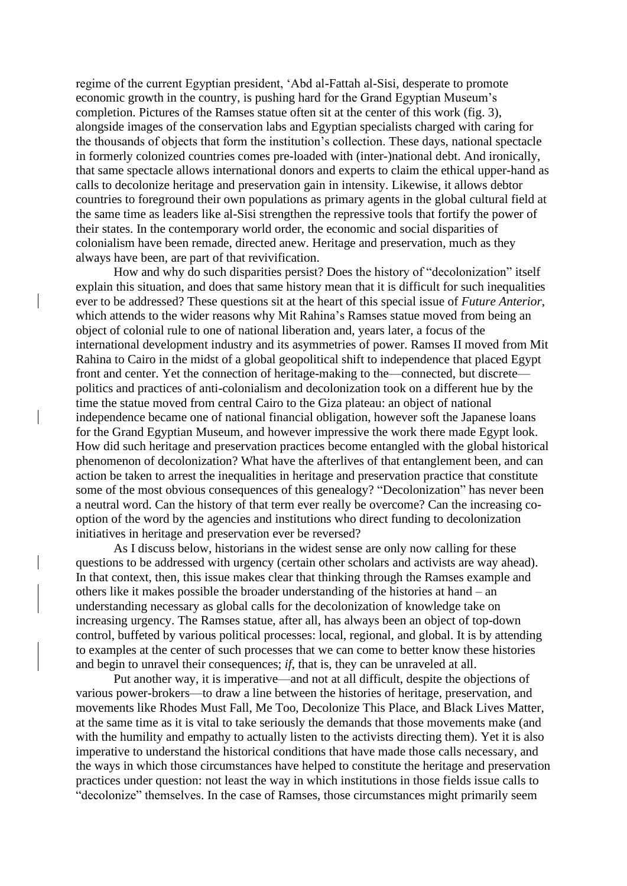regime of the current Egyptian president, ‘Abd al-Fattah al-Sisi, desperate to promote economic growth in the country, is pushing hard for the Grand Egyptian Museum’s completion. Pictures of the Ramses statue often sit at the center of this work (fig. 3), alongside images of the conservation labs and Egyptian specialists charged with caring for the thousands of objects that form the institution’s collection. These days, national spectacle in formerly colonized countries comes pre-loaded with (inter-)national debt. And ironically, that same spectacle allows international donors and experts to claim the ethical upper-hand as calls to decolonize heritage and preservation gain in intensity. Likewise, it allows debtor countries to foreground their own populations as primary agents in the global cultural field at the same time as leaders like al-Sisi strengthen the repressive tools that fortify the power of their states. In the contemporary world order, the economic and social disparities of colonialism have been remade, directed anew. Heritage and preservation, much as they always have been, are part of that revivification.

How and why do such disparities persist? Does the history of “decolonization” itself explain this situation, and does that same history mean that it is difficult for such inequalities ever to be addressed? These questions sit at the heart of this special issue of *Future Anterior*, which attends to the wider reasons why Mit Rahina’s Ramses statue moved from being an object of colonial rule to one of national liberation and, years later, a focus of the international development industry and its asymmetries of power. Ramses II moved from Mit Rahina to Cairo in the midst of a global geopolitical shift to independence that placed Egypt front and center. Yet the connection of heritage-making to the—connected, but discrete—politics and practices of anti-colonialism and decolonization took on a different hue by the time the statue moved from central Cairo to the Giza plateau: an object of national independence became one of national financial obligation, however soft the Japanese loans for the Grand Egyptian Museum, and however impressive the work there made Egypt look. How did such heritage and preservation practices become entangled with the global historical phenomenon of decolonization? What have the afterlives of that entanglement been, and can action be taken to arrest the inequalities in heritage and preservation practice that constitute some of the most obvious consequences of this genealogy? “Decolonization” has never been a neutral word. Can the history of that term ever really be overcome? Can the increasing co-option of the word by the agencies and institutions who direct funding to decolonization initiatives in heritage and preservation ever be reversed?

As I discuss below, historians in the widest sense are only now calling for these questions to be addressed with urgency (certain other scholars and activists are way ahead). In that context, then, this issue makes clear that thinking through the Ramses example and others like it makes possible the broader understanding of the histories at hand – an understanding necessary as global calls for the decolonization of knowledge take on increasing urgency. The Ramses statue, after all, has always been an object of top-down control, buffeted by various political processes: local, regional, and global. It is by attending to examples at the center of such processes that we can come to better know these histories and begin to unravel their consequences; *if*, that is, they can be unraveled at all.

Put another way, it is imperative—and not at all difficult, despite the objections of various power-brokers—to draw a line between the histories of heritage, preservation, and movements like Rhodes Must Fall, Me Too, Decolonize This Place, and Black Lives Matter, at the same time as it is vital to take seriously the demands that those movements make (and with the humility and empathy to actually listen to the activists directing them). Yet it is also imperative to understand the historical conditions that have made those calls necessary, and the ways in which those circumstances have helped to constitute the heritage and preservation practices under question: not least the way in which institutions in those fields issue calls to “decolonize” themselves. In the case of Ramses, those circumstances might primarily seem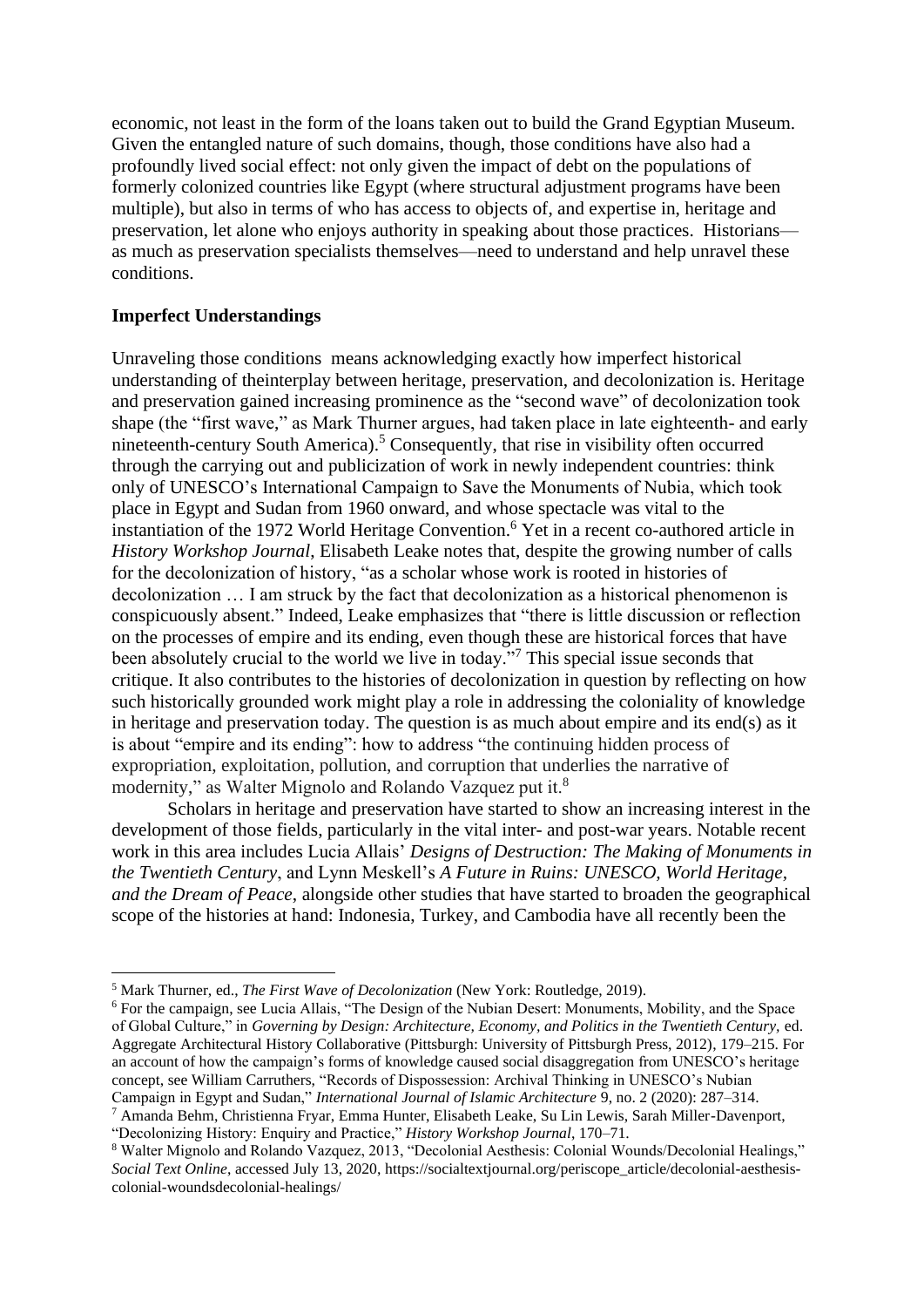economic, not least in the form of the loans taken out to build the Grand Egyptian Museum. Given the entangled nature of such domains, though, those conditions have also had a profoundly lived social effect: not only given the impact of debt on the populations of formerly colonized countries like Egypt (where structural adjustment programs have been multiple), but also in terms of who has access to objects of, and expertise in, heritage and preservation, let alone who enjoys authority in speaking about those practices. Historians—as much as preservation specialists themselves—need to understand and help unravel these conditions.

## Imperfect Understandings

Unraveling those conditions means acknowledging exactly how imperfect historical understanding of theinterplay between heritage, preservation, and decolonization is. Heritage and preservation gained increasing prominence as the "second wave" of decolonization took shape (the "first wave," as Mark Thurner argues, had taken place in late eighteenth- and early nineteenth-century South America).[5] Consequently, that rise in visibility often occurred through the carrying out and publicization of work in newly independent countries: think only of UNESCO's International Campaign to Save the Monuments of Nubia, which took place in Egypt and Sudan from 1960 onward, and whose spectacle was vital to the instantiation of the 1972 World Heritage Convention.[6] Yet in a recent co-authored article in *History Workshop Journal*, Elisabeth Leake notes that, despite the growing number of calls for the decolonization of history, "as a scholar whose work is rooted in histories of decolonization … I am struck by the fact that decolonization as a historical phenomenon is conspicuously absent." Indeed, Leake emphasizes that "there is little discussion or reflection on the processes of empire and its ending, even though these are historical forces that have been absolutely crucial to the world we live in today."[7] This special issue seconds that critique. It also contributes to the histories of decolonization in question by reflecting on how such historically grounded work might play a role in addressing the coloniality of knowledge in heritage and preservation today. The question is as much about empire and its end(s) as it is about "empire and its ending": how to address "the continuing hidden process of expropriation, exploitation, pollution, and corruption that underlies the narrative of modernity," as Walter Mignolo and Rolando Vazquez put it.[8]

Scholars in heritage and preservation have started to show an increasing interest in the development of those fields, particularly in the vital inter- and post-war years. Notable recent work in this area includes Lucia Allais' *Designs of Destruction: The Making of Monuments in the Twentieth Century*, and Lynn Meskell's *A Future in Ruins: UNESCO, World Heritage, and the Dream of Peace*, alongside other studies that have started to broaden the geographical scope of the histories at hand: Indonesia, Turkey, and Cambodia have all recently been the

---

[5] Mark Thurner, ed., *The First Wave of Decolonization* (New York: Routledge, 2019).

[6] For the campaign, see Lucia Allais, "The Design of the Nubian Desert: Monuments, Mobility, and the Space of Global Culture," in *Governing by Design: Architecture, Economy, and Politics in the Twentieth Century*, ed. Aggregate Architectural History Collaborative (Pittsburgh: University of Pittsburgh Press, 2012), 179–215. For an account of how the campaign's forms of knowledge caused social disaggregation from UNESCO's heritage concept, see William Carruthers, "Records of Dispossession: Archival Thinking in UNESCO's Nubian Campaign in Egypt and Sudan," *International Journal of Islamic Architecture* 9, no. 2 (2020): 287–314.

[7] Amanda Behm, Christienna Fryar, Emma Hunter, Elisabeth Leake, Su Lin Lewis, Sarah Miller-Davenport, "Decolonizing History: Enquiry and Practice," *History Workshop Journal*, 170–71.

[8] Walter Mignolo and Rolando Vazquez, 2013, "Decolonial Aesthesis: Colonial Wounds/Decolonial Healings," *Social Text Online*, accessed July 13, 2020, https://socialtextjournal.org/periscope_article/decolonial-aesthesis-colonial-woundsdecolonial-healings/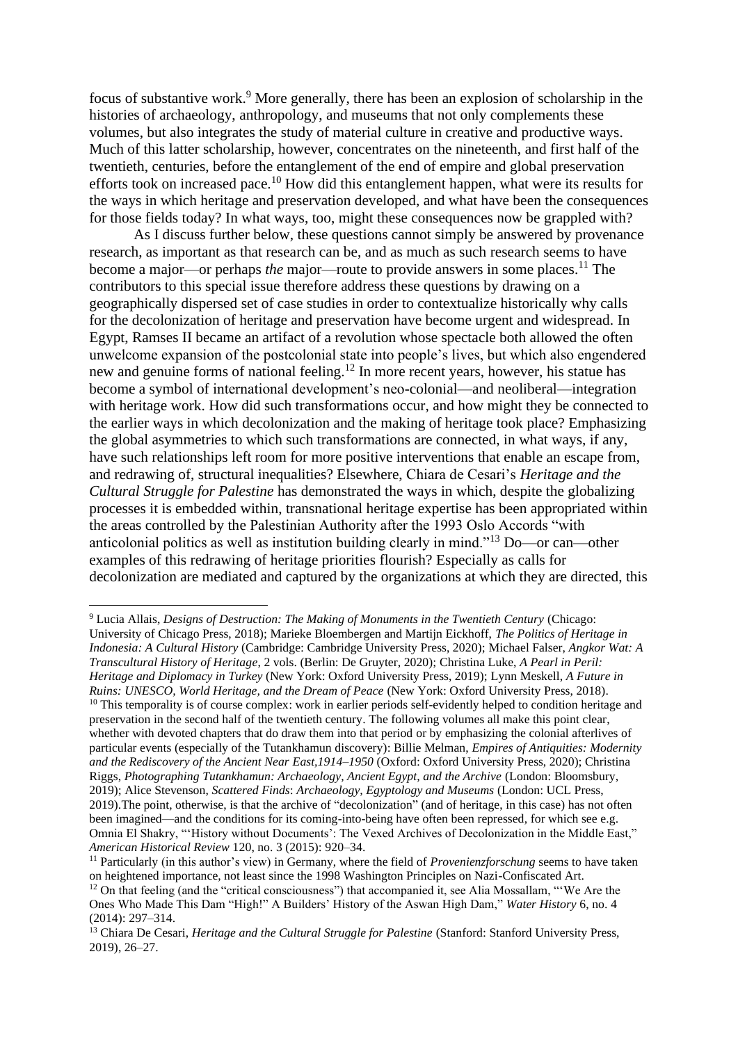focus of substantive work.[9] More generally, there has been an explosion of scholarship in the histories of archaeology, anthropology, and museums that not only complements these volumes, but also integrates the study of material culture in creative and productive ways. Much of this latter scholarship, however, concentrates on the nineteenth, and first half of the twentieth, centuries, before the entanglement of the end of empire and global preservation efforts took on increased pace.[10] How did this entanglement happen, what were its results for the ways in which heritage and preservation developed, and what have been the consequences for those fields today? In what ways, too, might these consequences now be grappled with?

As I discuss further below, these questions cannot simply be answered by provenance research, as important as that research can be, and as much as such research seems to have become a major—or perhaps *the* major—route to provide answers in some places.[11] The contributors to this special issue therefore address these questions by drawing on a geographically dispersed set of case studies in order to contextualize historically why calls for the decolonization of heritage and preservation have become urgent and widespread. In Egypt, Ramses II became an artifact of a revolution whose spectacle both allowed the often unwelcome expansion of the postcolonial state into people's lives, but which also engendered new and genuine forms of national feeling.[12] In more recent years, however, his statue has become a symbol of international development's neo-colonial—and neoliberal—integration with heritage work. How did such transformations occur, and how might they be connected to the earlier ways in which decolonization and the making of heritage took place? Emphasizing the global asymmetries to which such transformations are connected, in what ways, if any, have such relationships left room for more positive interventions that enable an escape from, and redrawing of, structural inequalities? Elsewhere, Chiara de Cesari's *Heritage and the Cultural Struggle for Palestine* has demonstrated the ways in which, despite the globalizing processes it is embedded within, transnational heritage expertise has been appropriated within the areas controlled by the Palestinian Authority after the 1993 Oslo Accords "with anticolonial politics as well as institution building clearly in mind."[13] Do—or can—other examples of this redrawing of heritage priorities flourish? Especially as calls for decolonization are mediated and captured by the organizations at which they are directed, this

---

[9] Lucia Allais, *Designs of Destruction: The Making of Monuments in the Twentieth Century* (Chicago: University of Chicago Press, 2018); Marieke Bloembergen and Martijn Eickhoff, *The Politics of Heritage in Indonesia: A Cultural History* (Cambridge: Cambridge University Press, 2020); Michael Falser, *Angkor Wat: A Transcultural History of Heritage*, 2 vols. (Berlin: De Gruyter, 2020); Christina Luke, *A Pearl in Peril: Heritage and Diplomacy in Turkey* (New York: Oxford University Press, 2019); Lynn Meskell, *A Future in Ruins: UNESCO, World Heritage, and the Dream of Peace* (New York: Oxford University Press, 2018).

[10] This temporality is of course complex: work in earlier periods self-evidently helped to condition heritage and preservation in the second half of the twentieth century. The following volumes all make this point clear, whether with devoted chapters that do draw them into that period or by emphasizing the colonial afterlives of particular events (especially of the Tutankhamun discovery): Billie Melman, *Empires of Antiquities: Modernity and the Rediscovery of the Ancient Near East,1914–1950* (Oxford: Oxford University Press, 2020); Christina Riggs, *Photographing Tutankhamun: Archaeology, Ancient Egypt, and the Archive* (London: Bloomsbury, 2019); Alice Stevenson, *Scattered Finds*: *Archaeology, Egyptology and Museums* (London: UCL Press, 2019).The point, otherwise, is that the archive of "decolonization" (and of heritage, in this case) has not often been imagined—and the conditions for its coming-into-being have often been repressed, for which see e.g. Omnia El Shakry, "'History without Documents': The Vexed Archives of Decolonization in the Middle East," *American Historical Review* 120, no. 3 (2015): 920–34.

[11] Particularly (in this author's view) in Germany, where the field of *Provenienzforschung* seems to have taken on heightened importance, not least since the 1998 Washington Principles on Nazi-Confiscated Art.

[12] On that feeling (and the "critical consciousness") that accompanied it, see Alia Mossallam, "'We Are the Ones Who Made This Dam "High!" A Builders' History of the Aswan High Dam," *Water History* 6, no. 4 (2014): 297–314.

[13] Chiara De Cesari, *Heritage and the Cultural Struggle for Palestine* (Stanford: Stanford University Press, 2019), 26–27.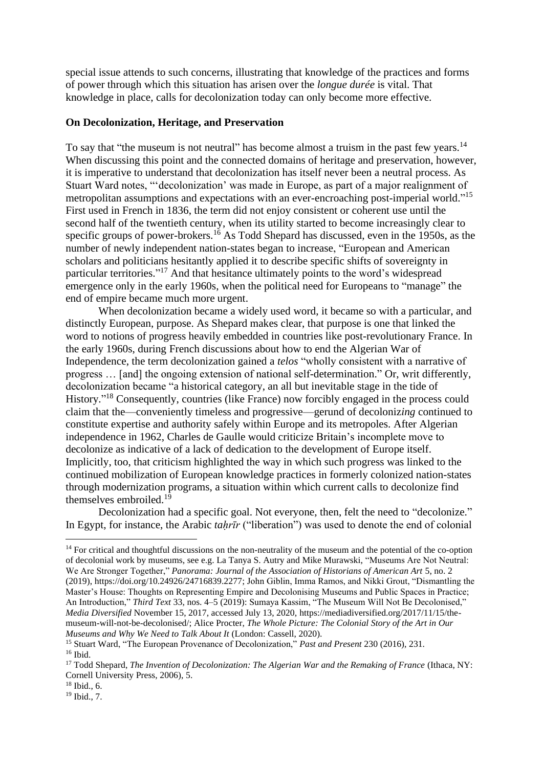special issue attends to such concerns, illustrating that knowledge of the practices and forms of power through which this situation has arisen over the *longue durée* is vital. That knowledge in place, calls for decolonization today can only become more effective.

## On Decolonization, Heritage, and Preservation

To say that "the museum is not neutral" has become almost a truism in the past few years.[14] When discussing this point and the connected domains of heritage and preservation, however, it is imperative to understand that decolonization has itself never been a neutral process. As Stuart Ward notes, "'decolonization' was made in Europe, as part of a major realignment of metropolitan assumptions and expectations with an ever-encroaching post-imperial world."[15] First used in French in 1836, the term did not enjoy consistent or coherent use until the second half of the twentieth century, when its utility started to become increasingly clear to specific groups of power-brokers.[16] As Todd Shepard has discussed, even in the 1950s, as the number of newly independent nation-states began to increase, "European and American scholars and politicians hesitantly applied it to describe specific shifts of sovereignty in particular territories."[17] And that hesitance ultimately points to the word's widespread emergence only in the early 1960s, when the political need for Europeans to "manage" the end of empire became much more urgent.

When decolonization became a widely used word, it became so with a particular, and distinctly European, purpose. As Shepard makes clear, that purpose is one that linked the word to notions of progress heavily embedded in countries like post-revolutionary France. In the early 1960s, during French discussions about how to end the Algerian War of Independence, the term decolonization gained a *telos* "wholly consistent with a narrative of progress … [and] the ongoing extension of national self-determination." Or, writ differently, decolonization became "a historical category, an all but inevitable stage in the tide of History."[18] Consequently, countries (like France) now forcibly engaged in the process could claim that the—conveniently timeless and progressive—gerund of decoloniz*ing* continued to constitute expertise and authority safely within Europe and its metropoles. After Algerian independence in 1962, Charles de Gaulle would criticize Britain's incomplete move to decolonize as indicative of a lack of dedication to the development of Europe itself. Implicitly, too, that criticism highlighted the way in which such progress was linked to the continued mobilization of European knowledge practices in formerly colonized nation-states through modernization programs, a situation within which current calls to decolonize find themselves embroiled.[19]

Decolonization had a specific goal. Not everyone, then, felt the need to "decolonize." In Egypt, for instance, the Arabic *taḥrīr* ("liberation") was used to denote the end of colonial

---

[14] For critical and thoughtful discussions on the non-neutrality of the museum and the potential of the co-option of decolonial work by museums, see e.g. La Tanya S. Autry and Mike Murawski, "Museums Are Not Neutral: We Are Stronger Together," *Panorama: Journal of the Association of Historians of American Art* 5, no. 2 (2019), https://doi.org/10.24926/24716839.2277; John Giblin, Imma Ramos, and Nikki Grout, "Dismantling the Master's House: Thoughts on Representing Empire and Decolonising Museums and Public Spaces in Practice; An Introduction," *Third Text* 33, nos. 4–5 (2019): Sumaya Kassim, "The Museum Will Not Be Decolonised," *Media Diversified* November 15, 2017, accessed July 13, 2020, https://mediadiversified.org/2017/11/15/the-museum-will-not-be-decolonised/; Alice Procter, *The Whole Picture: The Colonial Story of the Art in Our Museums and Why We Need to Talk About It* (London: Cassell, 2020).

[15] Stuart Ward, "The European Provenance of Decolonization," *Past and Present* 230 (2016), 231.

[16] Ibid.

[17] Todd Shepard, *The Invention of Decolonization: The Algerian War and the Remaking of France* (Ithaca, NY: Cornell University Press, 2006), 5.

[18] Ibid., 6.

[19] Ibid., 7.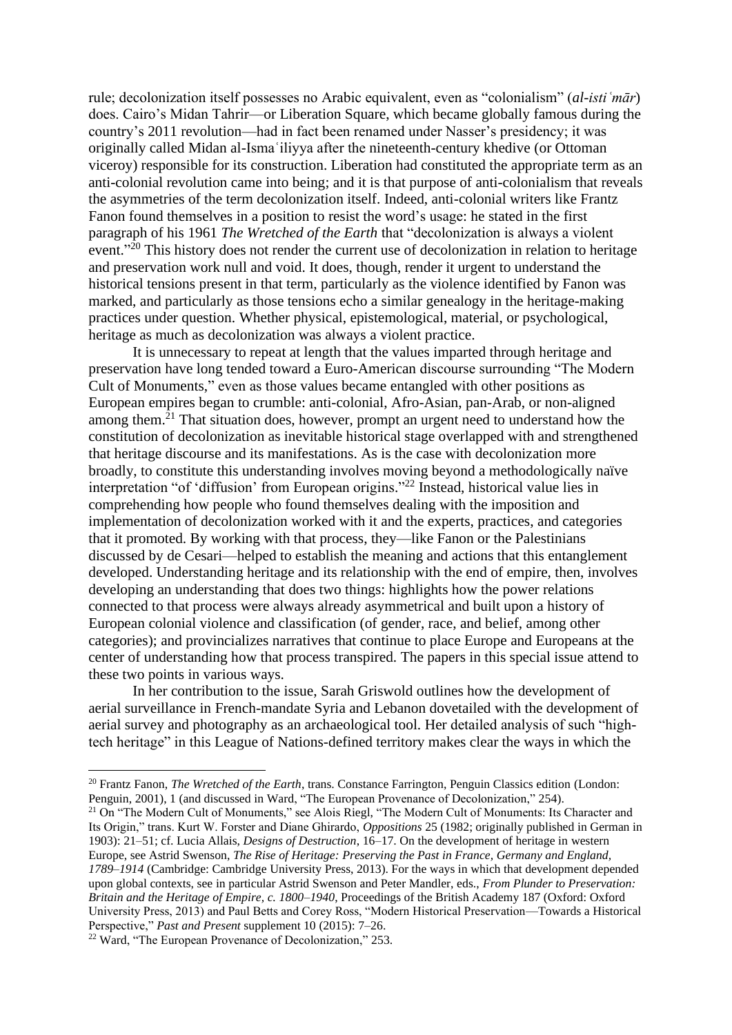rule; decolonization itself possesses no Arabic equivalent, even as "colonialism" (*al-istiʿmār*) does. Cairo's Midan Tahrir—or Liberation Square, which became globally famous during the country's 2011 revolution—had in fact been renamed under Nasser's presidency; it was originally called Midan al-Ismaʿiliyya after the nineteenth-century khedive (or Ottoman viceroy) responsible for its construction. Liberation had constituted the appropriate term as an anti-colonial revolution came into being; and it is that purpose of anti-colonialism that reveals the asymmetries of the term decolonization itself. Indeed, anti-colonial writers like Frantz Fanon found themselves in a position to resist the word's usage: he stated in the first paragraph of his 1961 *The Wretched of the Earth* that "decolonization is always a violent event."[20] This history does not render the current use of decolonization in relation to heritage and preservation work null and void. It does, though, render it urgent to understand the historical tensions present in that term, particularly as the violence identified by Fanon was marked, and particularly as those tensions echo a similar genealogy in the heritage-making practices under question. Whether physical, epistemological, material, or psychological, heritage as much as decolonization was always a violent practice.

It is unnecessary to repeat at length that the values imparted through heritage and preservation have long tended toward a Euro-American discourse surrounding "The Modern Cult of Monuments," even as those values became entangled with other positions as European empires began to crumble: anti-colonial, Afro-Asian, pan-Arab, or non-aligned among them.[21] That situation does, however, prompt an urgent need to understand how the constitution of decolonization as inevitable historical stage overlapped with and strengthened that heritage discourse and its manifestations. As is the case with decolonization more broadly, to constitute this understanding involves moving beyond a methodologically naïve interpretation "of 'diffusion' from European origins."[22] Instead, historical value lies in comprehending how people who found themselves dealing with the imposition and implementation of decolonization worked with it and the experts, practices, and categories that it promoted. By working with that process, they—like Fanon or the Palestinians discussed by de Cesari—helped to establish the meaning and actions that this entanglement developed. Understanding heritage and its relationship with the end of empire, then, involves developing an understanding that does two things: highlights how the power relations connected to that process were always already asymmetrical and built upon a history of European colonial violence and classification (of gender, race, and belief, among other categories); and provincializes narratives that continue to place Europe and Europeans at the center of understanding how that process transpired. The papers in this special issue attend to these two points in various ways.

In her contribution to the issue, Sarah Griswold outlines how the development of aerial surveillance in French-mandate Syria and Lebanon dovetailed with the development of aerial survey and photography as an archaeological tool. Her detailed analysis of such "high-tech heritage" in this League of Nations-defined territory makes clear the ways in which the

---

[20] Frantz Fanon, *The Wretched of the Earth*, trans. Constance Farrington, Penguin Classics edition (London: Penguin, 2001), 1 (and discussed in Ward, "The European Provenance of Decolonization," 254).

[21] On "The Modern Cult of Monuments," see Alois Riegl, "The Modern Cult of Monuments: Its Character and Its Origin," trans. Kurt W. Forster and Diane Ghirardo, *Oppositions* 25 (1982; originally published in German in 1903): 21–51; cf. Lucia Allais, *Designs of Destruction*, 16–17. On the development of heritage in western Europe, see Astrid Swenson, *The Rise of Heritage: Preserving the Past in France, Germany and England, 1789–1914* (Cambridge: Cambridge University Press, 2013). For the ways in which that development depended upon global contexts, see in particular Astrid Swenson and Peter Mandler, eds., *From Plunder to Preservation: Britain and the Heritage of Empire, c. 1800–1940*, Proceedings of the British Academy 187 (Oxford: Oxford University Press, 2013) and Paul Betts and Corey Ross, "Modern Historical Preservation—Towards a Historical Perspective," *Past and Present* supplement 10 (2015): 7–26.

[22] Ward, "The European Provenance of Decolonization," 253.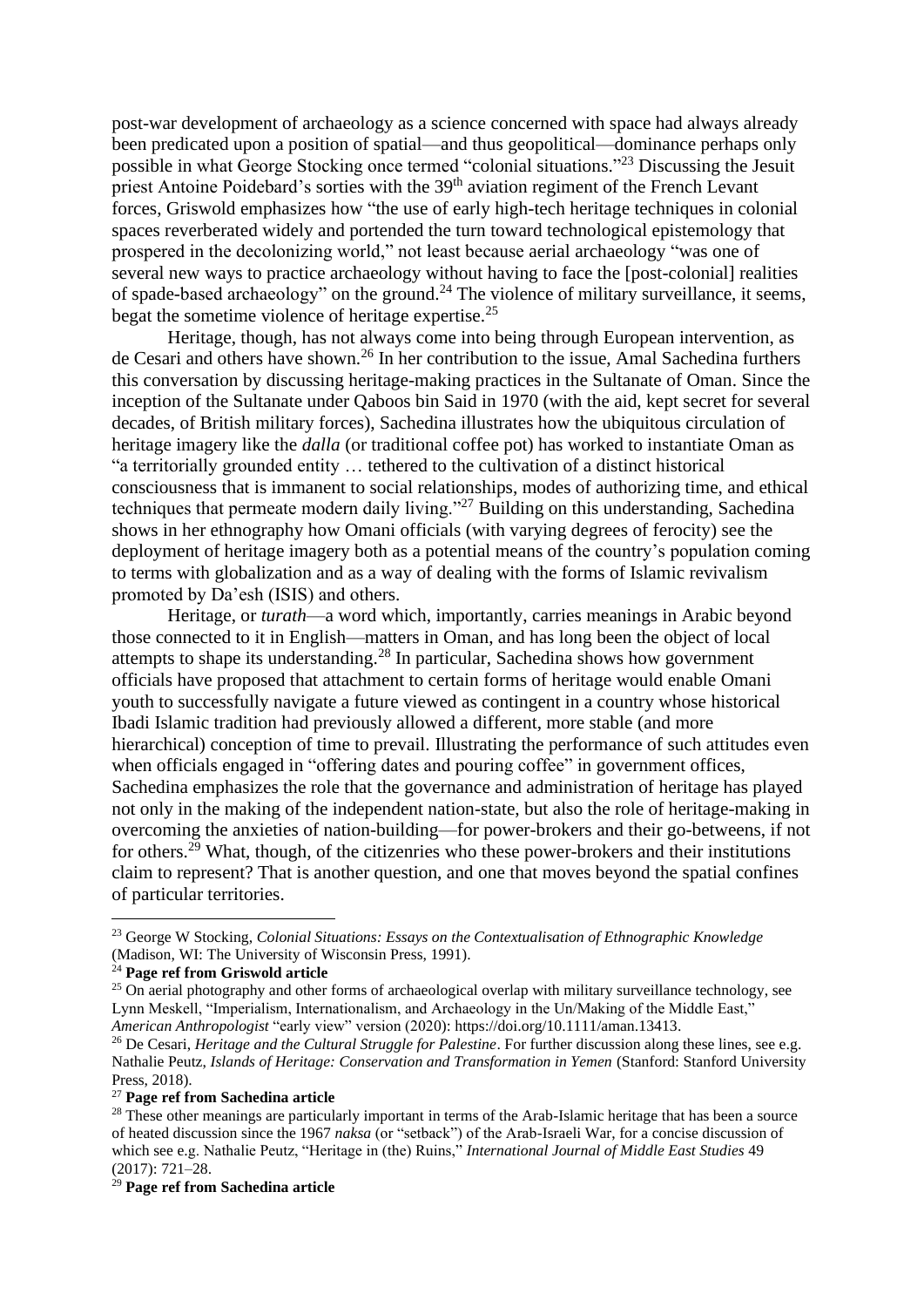post-war development of archaeology as a science concerned with space had always already been predicated upon a position of spatial—and thus geopolitical—dominance perhaps only possible in what George Stocking once termed "colonial situations."[23] Discussing the Jesuit priest Antoine Poidebard's sorties with the 39th aviation regiment of the French Levant forces, Griswold emphasizes how "the use of early high-tech heritage techniques in colonial spaces reverberated widely and portended the turn toward technological epistemology that prospered in the decolonizing world," not least because aerial archaeology "was one of several new ways to practice archaeology without having to face the [post-colonial] realities of spade-based archaeology" on the ground.[24] The violence of military surveillance, it seems, begat the sometime violence of heritage expertise.[25]

Heritage, though, has not always come into being through European intervention, as de Cesari and others have shown.[26] In her contribution to the issue, Amal Sachedina furthers this conversation by discussing heritage-making practices in the Sultanate of Oman. Since the inception of the Sultanate under Qaboos bin Said in 1970 (with the aid, kept secret for several decades, of British military forces), Sachedina illustrates how the ubiquitous circulation of heritage imagery like the *dalla* (or traditional coffee pot) has worked to instantiate Oman as "a territorially grounded entity … tethered to the cultivation of a distinct historical consciousness that is immanent to social relationships, modes of authorizing time, and ethical techniques that permeate modern daily living."[27] Building on this understanding, Sachedina shows in her ethnography how Omani officials (with varying degrees of ferocity) see the deployment of heritage imagery both as a potential means of the country's population coming to terms with globalization and as a way of dealing with the forms of Islamic revivalism promoted by Da'esh (ISIS) and others.

Heritage, or *turath*—a word which, importantly, carries meanings in Arabic beyond those connected to it in English—matters in Oman, and has long been the object of local attempts to shape its understanding.[28] In particular, Sachedina shows how government officials have proposed that attachment to certain forms of heritage would enable Omani youth to successfully navigate a future viewed as contingent in a country whose historical Ibadi Islamic tradition had previously allowed a different, more stable (and more hierarchical) conception of time to prevail. Illustrating the performance of such attitudes even when officials engaged in "offering dates and pouring coffee" in government offices, Sachedina emphasizes the role that the governance and administration of heritage has played not only in the making of the independent nation-state, but also the role of heritage-making in overcoming the anxieties of nation-building—for power-brokers and their go-betweens, if not for others.[29] What, though, of the citizenries who these power-brokers and their institutions claim to represent? That is another question, and one that moves beyond the spatial confines of particular territories.

---

[23] George W Stocking, *Colonial Situations: Essays on the Contextualisation of Ethnographic Knowledge* (Madison, WI: The University of Wisconsin Press, 1991).

[24] **Page ref from Griswold article**

[25] On aerial photography and other forms of archaeological overlap with military surveillance technology, see Lynn Meskell, "Imperialism, Internationalism, and Archaeology in the Un/Making of the Middle East," *American Anthropologist* "early view" version (2020): https://doi.org/10.1111/aman.13413.

[26] De Cesari, *Heritage and the Cultural Struggle for Palestine*. For further discussion along these lines, see e.g. Nathalie Peutz, *Islands of Heritage: Conservation and Transformation in Yemen* (Stanford: Stanford University Press, 2018).

[27] **Page ref from Sachedina article**

[28] These other meanings are particularly important in terms of the Arab-Islamic heritage that has been a source of heated discussion since the 1967 *naksa* (or "setback") of the Arab-Israeli War, for a concise discussion of which see e.g. Nathalie Peutz, "Heritage in (the) Ruins," *International Journal of Middle East Studies* 49 (2017): 721–28.

[29] **Page ref from Sachedina article**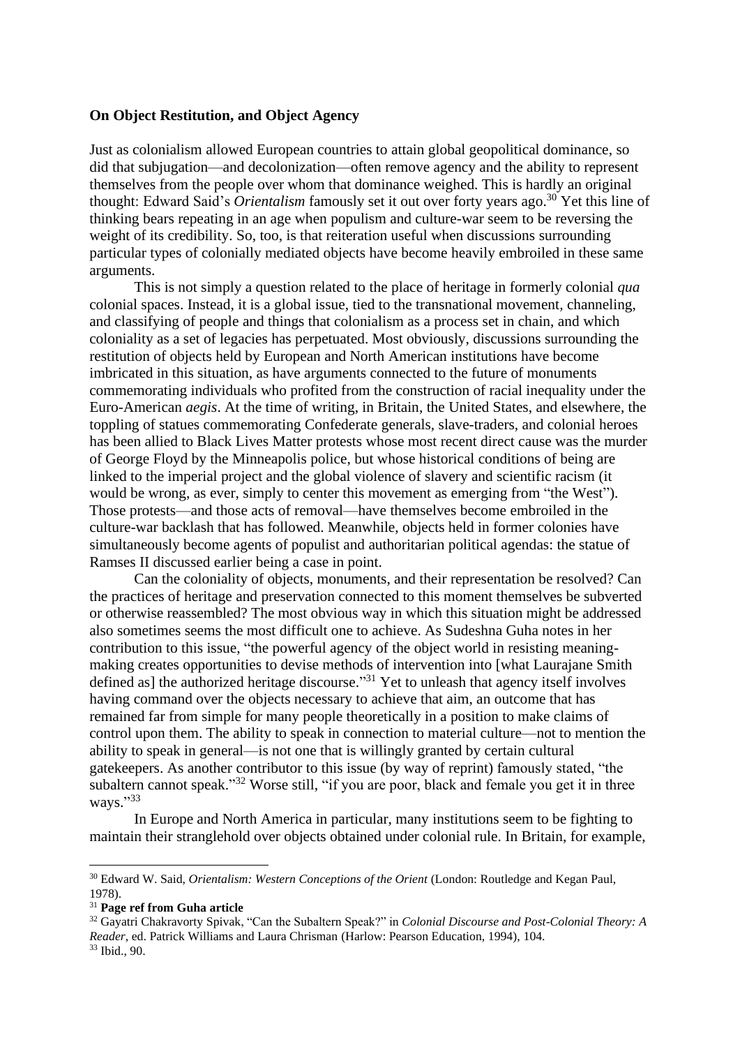**On Object Restitution, and Object Agency**

Just as colonialism allowed European countries to attain global geopolitical dominance, so did that subjugation—and decolonization—often remove agency and the ability to represent themselves from the people over whom that dominance weighed. This is hardly an original thought: Edward Said's *Orientalism* famously set it out over forty years ago.[30] Yet this line of thinking bears repeating in an age when populism and culture-war seem to be reversing the weight of its credibility. So, too, is that reiteration useful when discussions surrounding particular types of colonially mediated objects have become heavily embroiled in these same arguments.

This is not simply a question related to the place of heritage in formerly colonial *qua* colonial spaces. Instead, it is a global issue, tied to the transnational movement, channeling, and classifying of people and things that colonialism as a process set in chain, and which coloniality as a set of legacies has perpetuated. Most obviously, discussions surrounding the restitution of objects held by European and North American institutions have become imbricated in this situation, as have arguments connected to the future of monuments commemorating individuals who profited from the construction of racial inequality under the Euro-American *aegis*. At the time of writing, in Britain, the United States, and elsewhere, the toppling of statues commemorating Confederate generals, slave-traders, and colonial heroes has been allied to Black Lives Matter protests whose most recent direct cause was the murder of George Floyd by the Minneapolis police, but whose historical conditions of being are linked to the imperial project and the global violence of slavery and scientific racism (it would be wrong, as ever, simply to center this movement as emerging from "the West"). Those protests—and those acts of removal—have themselves become embroiled in the culture-war backlash that has followed. Meanwhile, objects held in former colonies have simultaneously become agents of populist and authoritarian political agendas: the statue of Ramses II discussed earlier being a case in point.

Can the coloniality of objects, monuments, and their representation be resolved? Can the practices of heritage and preservation connected to this moment themselves be subverted or otherwise reassembled? The most obvious way in which this situation might be addressed also sometimes seems the most difficult one to achieve. As Sudeshna Guha notes in her contribution to this issue, "the powerful agency of the object world in resisting meaning-making creates opportunities to devise methods of intervention into [what Laurajane Smith defined as] the authorized heritage discourse."[31] Yet to unleash that agency itself involves having command over the objects necessary to achieve that aim, an outcome that has remained far from simple for many people theoretically in a position to make claims of control upon them. The ability to speak in connection to material culture—not to mention the ability to speak in general—is not one that is willingly granted by certain cultural gatekeepers. As another contributor to this issue (by way of reprint) famously stated, "the subaltern cannot speak."[32] Worse still, "if you are poor, black and female you get it in three ways."[33]

In Europe and North America in particular, many institutions seem to be fighting to maintain their stranglehold over objects obtained under colonial rule. In Britain, for example,

---

[30] Edward W. Said, *Orientalism: Western Conceptions of the Orient* (London: Routledge and Kegan Paul, 1978).

[31] **Page ref from Guha article**

[32] Gayatri Chakravorty Spivak, "Can the Subaltern Speak?" in *Colonial Discourse and Post-Colonial Theory: A Reader*, ed. Patrick Williams and Laura Chrisman (Harlow: Pearson Education, 1994), 104.

[33] Ibid., 90.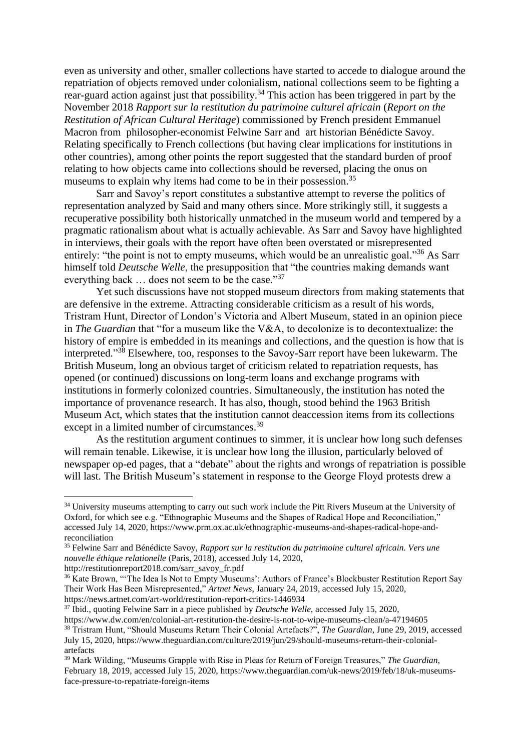even as university and other, smaller collections have started to accede to dialogue around the repatriation of objects removed under colonialism, national collections seem to be fighting a rear-guard action against just that possibility.[34] This action has been triggered in part by the November 2018 *Rapport sur la restitution du patrimoine culturel africain* (*Report on the Restitution of African Cultural Heritage*) commissioned by French president Emmanuel Macron from philosopher-economist Felwine Sarr and art historian Bénédicte Savoy. Relating specifically to French collections (but having clear implications for institutions in other countries), among other points the report suggested that the standard burden of proof relating to how objects came into collections should be reversed, placing the onus on museums to explain why items had come to be in their possession.[35]

Sarr and Savoy's report constitutes a substantive attempt to reverse the politics of representation analyzed by Said and many others since. More strikingly still, it suggests a recuperative possibility both historically unmatched in the museum world and tempered by a pragmatic rationalism about what is actually achievable. As Sarr and Savoy have highlighted in interviews, their goals with the report have often been overstated or misrepresented entirely: "the point is not to empty museums, which would be an unrealistic goal."[36] As Sarr himself told *Deutsche Welle*, the presupposition that "the countries making demands want everything back … does not seem to be the case."[37]

Yet such discussions have not stopped museum directors from making statements that are defensive in the extreme. Attracting considerable criticism as a result of his words, Tristram Hunt, Director of London's Victoria and Albert Museum, stated in an opinion piece in *The Guardian* that "for a museum like the V&A, to decolonize is to decontextualize: the history of empire is embedded in its meanings and collections, and the question is how that is interpreted."[38] Elsewhere, too, responses to the Savoy-Sarr report have been lukewarm. The British Museum, long an obvious target of criticism related to repatriation requests, has opened (or continued) discussions on long-term loans and exchange programs with institutions in formerly colonized countries. Simultaneously, the institution has noted the importance of provenance research. It has also, though, stood behind the 1963 British Museum Act, which states that the institution cannot deaccession items from its collections except in a limited number of circumstances.[39]

As the restitution argument continues to simmer, it is unclear how long such defenses will remain tenable. Likewise, it is unclear how long the illusion, particularly beloved of newspaper op-ed pages, that a "debate" about the rights and wrongs of repatriation is possible will last. The British Museum's statement in response to the George Floyd protests drew a

---

[34] University museums attempting to carry out such work include the Pitt Rivers Museum at the University of Oxford, for which see e.g. "Ethnographic Museums and the Shapes of Radical Hope and Reconciliation," accessed July 14, 2020, https://www.prm.ox.ac.uk/ethnographic-museums-and-shapes-radical-hope-and-reconciliation

[35] Felwine Sarr and Bénédicte Savoy, *Rapport sur la restitution du patrimoine culturel africain. Vers une nouvelle éthique relationelle* (Paris, 2018), accessed July 14, 2020, http://restitutionreport2018.com/sarr_savoy_fr.pdf

[36] Kate Brown, "'The Idea Is Not to Empty Museums': Authors of France's Blockbuster Restitution Report Say Their Work Has Been Misrepresented," *Artnet News*, January 24, 2019, accessed July 15, 2020, https://news.artnet.com/art-world/restitution-report-critics-1446934

[37] Ibid., quoting Felwine Sarr in a piece published by *Deutsche Welle*, accessed July 15, 2020, https://www.dw.com/en/colonial-art-restitution-the-desire-is-not-to-wipe-museums-clean/a-47194605

[38] Tristram Hunt, "Should Museums Return Their Colonial Artefacts?", *The Guardian*, June 29, 2019, accessed July 15, 2020, https://www.theguardian.com/culture/2019/jun/29/should-museums-return-their-colonial-artefacts

[39] Mark Wilding, "Museums Grapple with Rise in Pleas for Return of Foreign Treasures," *The Guardian*, February 18, 2019, accessed July 15, 2020, https://www.theguardian.com/uk-news/2019/feb/18/uk-museums-face-pressure-to-repatriate-foreign-items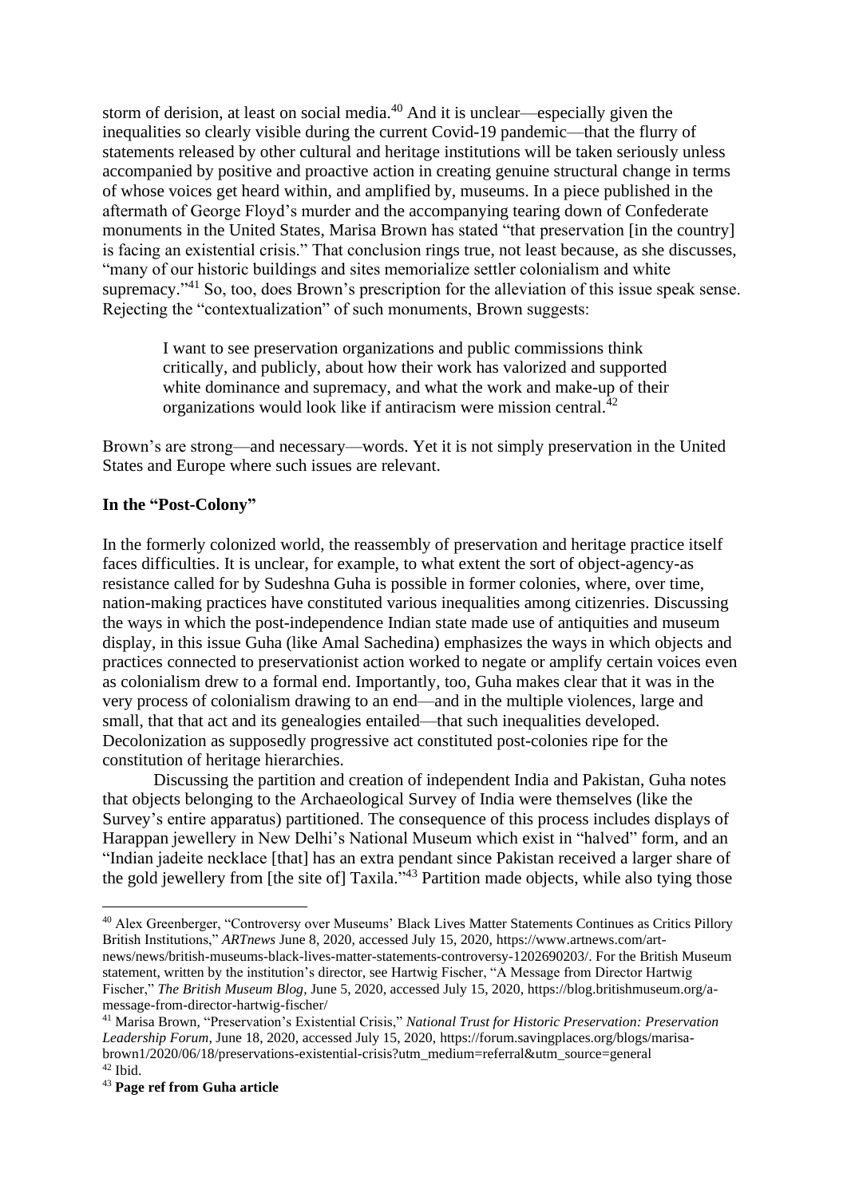storm of derision, at least on social media.[40] And it is unclear—especially given the inequalities so clearly visible during the current Covid-19 pandemic—that the flurry of statements released by other cultural and heritage institutions will be taken seriously unless accompanied by positive and proactive action in creating genuine structural change in terms of whose voices get heard within, and amplified by, museums. In a piece published in the aftermath of George Floyd's murder and the accompanying tearing down of Confederate monuments in the United States, Marisa Brown has stated "that preservation [in the country] is facing an existential crisis." That conclusion rings true, not least because, as she discusses, "many of our historic buildings and sites memorialize settler colonialism and white supremacy."[41] So, too, does Brown's prescription for the alleviation of this issue speak sense. Rejecting the "contextualization" of such monuments, Brown suggests:

> I want to see preservation organizations and public commissions think critically, and publicly, about how their work has valorized and supported white dominance and supremacy, and what the work and make-up of their organizations would look like if antiracism were mission central.[42]

Brown's are strong—and necessary—words. Yet it is not simply preservation in the United States and Europe where such issues are relevant.

**In the "Post-Colony"**

In the formerly colonized world, the reassembly of preservation and heritage practice itself faces difficulties. It is unclear, for example, to what extent the sort of object-agency-as resistance called for by Sudeshna Guha is possible in former colonies, where, over time, nation-making practices have constituted various inequalities among citizenries. Discussing the ways in which the post-independence Indian state made use of antiquities and museum display, in this issue Guha (like Amal Sachedina) emphasizes the ways in which objects and practices connected to preservationist action worked to negate or amplify certain voices even as colonialism drew to a formal end. Importantly, too, Guha makes clear that it was in the very process of colonialism drawing to an end—and in the multiple violences, large and small, that that act and its genealogies entailed—that such inequalities developed. Decolonization as supposedly progressive act constituted post-colonies ripe for the constitution of heritage hierarchies.

Discussing the partition and creation of independent India and Pakistan, Guha notes that objects belonging to the Archaeological Survey of India were themselves (like the Survey's entire apparatus) partitioned. The consequence of this process includes displays of Harappan jewellery in New Delhi's National Museum which exist in "halved" form, and an "Indian jadeite necklace [that] has an extra pendant since Pakistan received a larger share of the gold jewellery from [the site of] Taxila."[43] Partition made objects, while also tying those

---

[40] Alex Greenberger, "Controversy over Museums' Black Lives Matter Statements Continues as Critics Pillory British Institutions," *ARTnews* June 8, 2020, accessed July 15, 2020, https://www.artnews.com/art-news/news/british-museums-black-lives-matter-statements-controversy-1202690203/. For the British Museum statement, written by the institution's director, see Hartwig Fischer, "A Message from Director Hartwig Fischer," *The British Museum Blog*, June 5, 2020, accessed July 15, 2020, https://blog.britishmuseum.org/a-message-from-director-hartwig-fischer/

[41] Marisa Brown, "Preservation's Existential Crisis," *National Trust for Historic Preservation: Preservation Leadership Forum*, June 18, 2020, accessed July 15, 2020, https://forum.savingplaces.org/blogs/marisa-brown1/2020/06/18/preservations-existential-crisis?utm_medium=referral&utm_source=general

[42] Ibid.

[43] **Page ref from Guha article**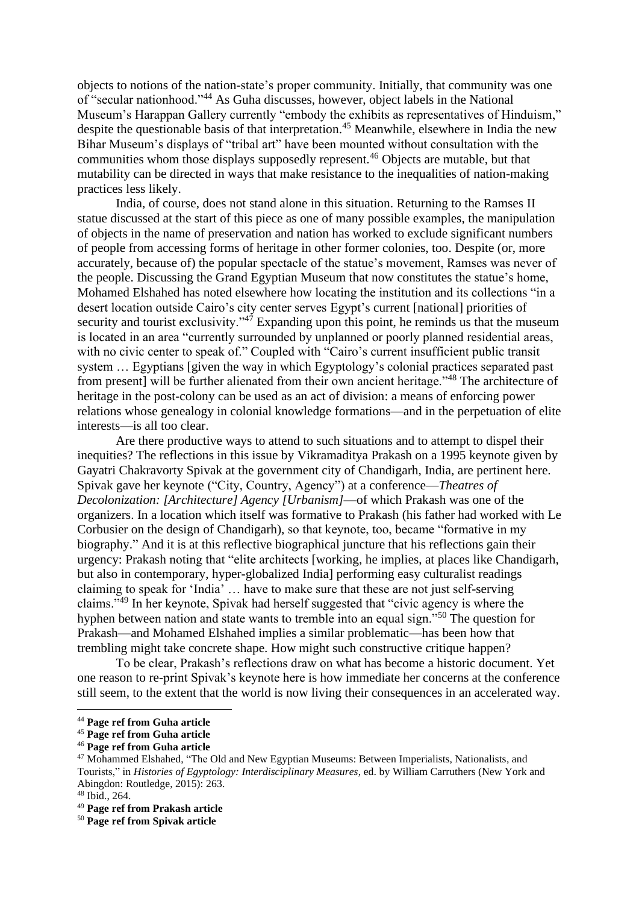objects to notions of the nation-state's proper community. Initially, that community was one of "secular nationhood."[44] As Guha discusses, however, object labels in the National Museum's Harappan Gallery currently "embody the exhibits as representatives of Hinduism," despite the questionable basis of that interpretation.[45] Meanwhile, elsewhere in India the new Bihar Museum's displays of "tribal art" have been mounted without consultation with the communities whom those displays supposedly represent.[46] Objects are mutable, but that mutability can be directed in ways that make resistance to the inequalities of nation-making practices less likely.

India, of course, does not stand alone in this situation. Returning to the Ramses II statue discussed at the start of this piece as one of many possible examples, the manipulation of objects in the name of preservation and nation has worked to exclude significant numbers of people from accessing forms of heritage in other former colonies, too. Despite (or, more accurately, because of) the popular spectacle of the statue's movement, Ramses was never of the people. Discussing the Grand Egyptian Museum that now constitutes the statue's home, Mohamed Elshahed has noted elsewhere how locating the institution and its collections "in a desert location outside Cairo's city center serves Egypt's current [national] priorities of security and tourist exclusivity."[47] Expanding upon this point, he reminds us that the museum is located in an area "currently surrounded by unplanned or poorly planned residential areas, with no civic center to speak of." Coupled with "Cairo's current insufficient public transit system … Egyptians [given the way in which Egyptology's colonial practices separated past from present] will be further alienated from their own ancient heritage."[48] The architecture of heritage in the post-colony can be used as an act of division: a means of enforcing power relations whose genealogy in colonial knowledge formations—and in the perpetuation of elite interests—is all too clear.

Are there productive ways to attend to such situations and to attempt to dispel their inequities? The reflections in this issue by Vikramaditya Prakash on a 1995 keynote given by Gayatri Chakravorty Spivak at the government city of Chandigarh, India, are pertinent here. Spivak gave her keynote ("City, Country, Agency") at a conference—*Theatres of Decolonization: [Architecture] Agency [Urbanism]*—of which Prakash was one of the organizers. In a location which itself was formative to Prakash (his father had worked with Le Corbusier on the design of Chandigarh), so that keynote, too, became "formative in my biography." And it is at this reflective biographical juncture that his reflections gain their urgency: Prakash noting that "elite architects [working, he implies, at places like Chandigarh, but also in contemporary, hyper-globalized India] performing easy culturalist readings claiming to speak for 'India' … have to make sure that these are not just self-serving claims."[49] In her keynote, Spivak had herself suggested that "civic agency is where the hyphen between nation and state wants to tremble into an equal sign."[50] The question for Prakash—and Mohamed Elshahed implies a similar problematic—has been how that trembling might take concrete shape. How might such constructive critique happen?

To be clear, Prakash's reflections draw on what has become a historic document. Yet one reason to re-print Spivak's keynote here is how immediate her concerns at the conference still seem, to the extent that the world is now living their consequences in an accelerated way.

---

[44] **Page ref from Guha article**

[45] **Page ref from Guha article**

[46] **Page ref from Guha article**

[47] Mohammed Elshahed, "The Old and New Egyptian Museums: Between Imperialists, Nationalists, and Tourists," in *Histories of Egyptology: Interdisciplinary Measures*, ed. by William Carruthers (New York and Abingdon: Routledge, 2015): 263.

[48] Ibid., 264.

[49] **Page ref from Prakash article**

[50] **Page ref from Spivak article**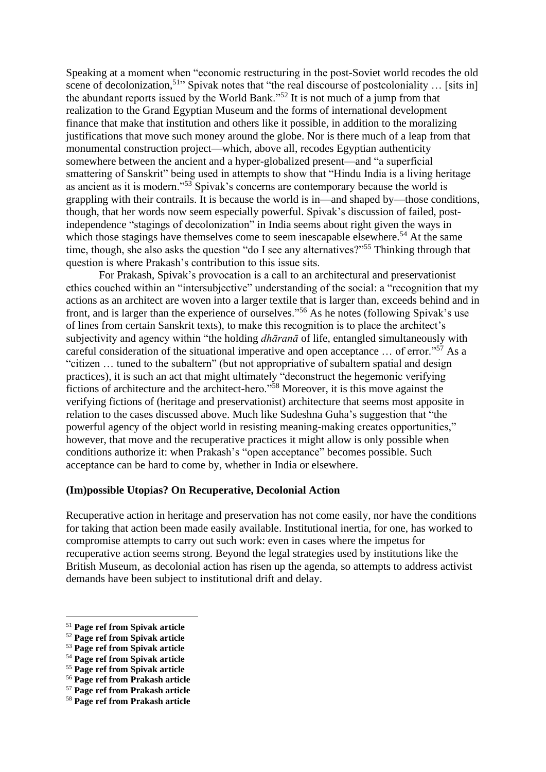Speaking at a moment when "economic restructuring in the post-Soviet world recodes the old scene of decolonization,[51]" Spivak notes that "the real discourse of postcoloniality … [sits in] the abundant reports issued by the World Bank."[52] It is not much of a jump from that realization to the Grand Egyptian Museum and the forms of international development finance that make that institution and others like it possible, in addition to the moralizing justifications that move such money around the globe. Nor is there much of a leap from that monumental construction project—which, above all, recodes Egyptian authenticity somewhere between the ancient and a hyper-globalized present—and "a superficial smattering of Sanskrit" being used in attempts to show that "Hindu India is a living heritage as ancient as it is modern."[53] Spivak's concerns are contemporary because the world is grappling with their contrails. It is because the world is in—and shaped by—those conditions, though, that her words now seem especially powerful. Spivak's discussion of failed, post-independence "stagings of decolonization" in India seems about right given the ways in which those stagings have themselves come to seem inescapable elsewhere.[54] At the same time, though, she also asks the question "do I see any alternatives?"[55] Thinking through that question is where Prakash's contribution to this issue sits.

For Prakash, Spivak's provocation is a call to an architectural and preservationist ethics couched within an "intersubjective" understanding of the social: a "recognition that my actions as an architect are woven into a larger textile that is larger than, exceeds behind and in front, and is larger than the experience of ourselves."[56] As he notes (following Spivak's use of lines from certain Sanskrit texts), to make this recognition is to place the architect's subjectivity and agency within "the holding *dhāranā* of life, entangled simultaneously with careful consideration of the situational imperative and open acceptance … of error."[57] As a "citizen … tuned to the subaltern" (but not appropriative of subaltern spatial and design practices), it is such an act that might ultimately "deconstruct the hegemonic verifying fictions of architecture and the architect-hero."[58] Moreover, it is this move against the verifying fictions of (heritage and preservationist) architecture that seems most apposite in relation to the cases discussed above. Much like Sudeshna Guha's suggestion that "the powerful agency of the object world in resisting meaning-making creates opportunities," however, that move and the recuperative practices it might allow is only possible when conditions authorize it: when Prakash's "open acceptance" becomes possible. Such acceptance can be hard to come by, whether in India or elsewhere.

## (Im)possible Utopias? On Recuperative, Decolonial Action

Recuperative action in heritage and preservation has not come easily, nor have the conditions for taking that action been made easily available. Institutional inertia, for one, has worked to compromise attempts to carry out such work: even in cases where the impetus for recuperative action seems strong. Beyond the legal strategies used by institutions like the British Museum, as decolonial action has risen up the agenda, so attempts to address activist demands have been subject to institutional drift and delay.

[51] **Page ref from Spivak article**
[52] **Page ref from Spivak article**
[53] **Page ref from Spivak article**
[54] **Page ref from Spivak article**
[55] **Page ref from Spivak article**
[56] **Page ref from Prakash article**
[57] **Page ref from Prakash article**
[58] **Page ref from Prakash article**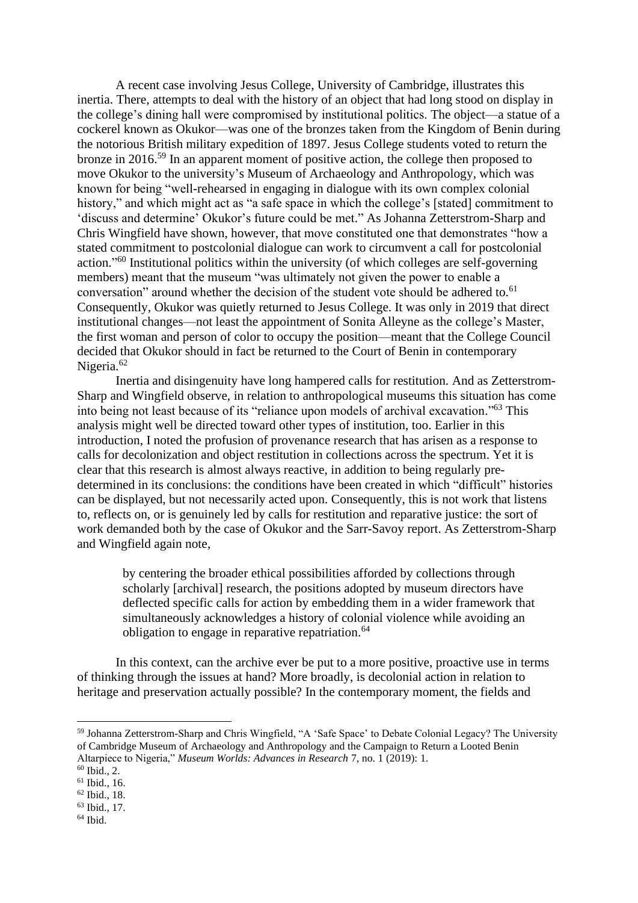A recent case involving Jesus College, University of Cambridge, illustrates this inertia. There, attempts to deal with the history of an object that had long stood on display in the college's dining hall were compromised by institutional politics. The object—a statue of a cockerel known as Okukor—was one of the bronzes taken from the Kingdom of Benin during the notorious British military expedition of 1897. Jesus College students voted to return the bronze in 2016.[59] In an apparent moment of positive action, the college then proposed to move Okukor to the university's Museum of Archaeology and Anthropology, which was known for being "well-rehearsed in engaging in dialogue with its own complex colonial history," and which might act as "a safe space in which the college's [stated] commitment to 'discuss and determine' Okukor's future could be met." As Johanna Zetterstrom-Sharp and Chris Wingfield have shown, however, that move constituted one that demonstrates "how a stated commitment to postcolonial dialogue can work to circumvent a call for postcolonial action."[60] Institutional politics within the university (of which colleges are self-governing members) meant that the museum "was ultimately not given the power to enable a conversation" around whether the decision of the student vote should be adhered to.[61] Consequently, Okukor was quietly returned to Jesus College. It was only in 2019 that direct institutional changes—not least the appointment of Sonita Alleyne as the college's Master, the first woman and person of color to occupy the position—meant that the College Council decided that Okukor should in fact be returned to the Court of Benin in contemporary Nigeria.[62]

Inertia and disingenuity have long hampered calls for restitution. And as Zetterstrom-Sharp and Wingfield observe, in relation to anthropological museums this situation has come into being not least because of its "reliance upon models of archival excavation."[63] This analysis might well be directed toward other types of institution, too. Earlier in this introduction, I noted the profusion of provenance research that has arisen as a response to calls for decolonization and object restitution in collections across the spectrum. Yet it is clear that this research is almost always reactive, in addition to being regularly pre-determined in its conclusions: the conditions have been created in which "difficult" histories can be displayed, but not necessarily acted upon. Consequently, this is not work that listens to, reflects on, or is genuinely led by calls for restitution and reparative justice: the sort of work demanded both by the case of Okukor and the Sarr-Savoy report. As Zetterstrom-Sharp and Wingfield again note,

> by centering the broader ethical possibilities afforded by collections through scholarly [archival] research, the positions adopted by museum directors have deflected specific calls for action by embedding them in a wider framework that simultaneously acknowledges a history of colonial violence while avoiding an obligation to engage in reparative repatriation.[64]

In this context, can the archive ever be put to a more positive, proactive use in terms of thinking through the issues at hand? More broadly, is decolonial action in relation to heritage and preservation actually possible? In the contemporary moment, the fields and

---

[59] Johanna Zetterstrom-Sharp and Chris Wingfield, "A 'Safe Space' to Debate Colonial Legacy? The University of Cambridge Museum of Archaeology and Anthropology and the Campaign to Return a Looted Benin Altarpiece to Nigeria," *Museum Worlds: Advances in Research* 7, no. 1 (2019): 1.

[60] Ibid., 2.

[61] Ibid., 16.

[62] Ibid., 18.

[63] Ibid., 17.

[64] Ibid.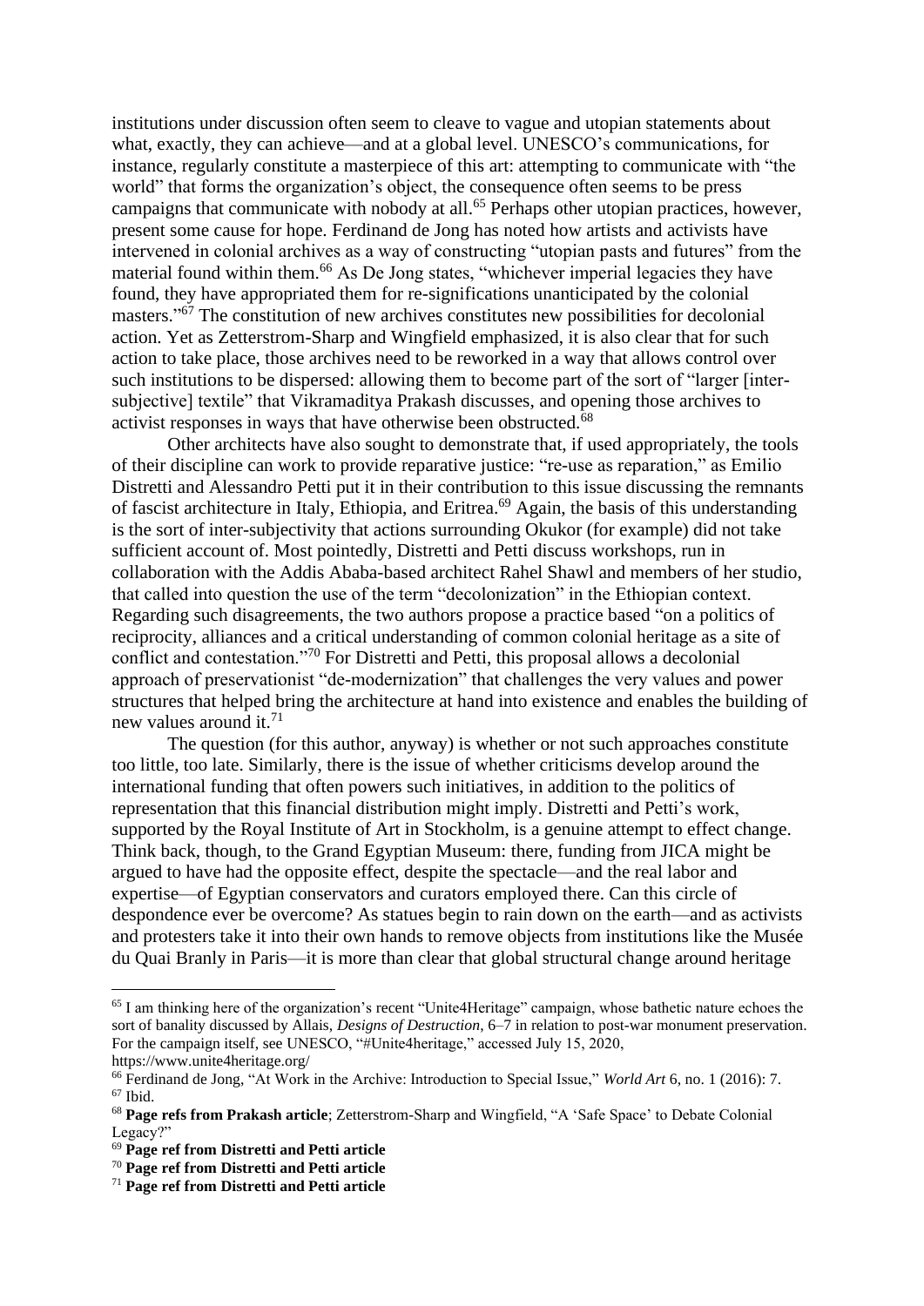institutions under discussion often seem to cleave to vague and utopian statements about what, exactly, they can achieve—and at a global level. UNESCO's communications, for instance, regularly constitute a masterpiece of this art: attempting to communicate with "the world" that forms the organization's object, the consequence often seems to be press campaigns that communicate with nobody at all.[65] Perhaps other utopian practices, however, present some cause for hope. Ferdinand de Jong has noted how artists and activists have intervened in colonial archives as a way of constructing "utopian pasts and futures" from the material found within them.[66] As De Jong states, "whichever imperial legacies they have found, they have appropriated them for re-significations unanticipated by the colonial masters."[67] The constitution of new archives constitutes new possibilities for decolonial action. Yet as Zetterstrom-Sharp and Wingfield emphasized, it is also clear that for such action to take place, those archives need to be reworked in a way that allows control over such institutions to be dispersed: allowing them to become part of the sort of "larger [inter-subjective] textile" that Vikramaditya Prakash discusses, and opening those archives to activist responses in ways that have otherwise been obstructed.[68]

Other architects have also sought to demonstrate that, if used appropriately, the tools of their discipline can work to provide reparative justice: "re-use as reparation," as Emilio Distretti and Alessandro Petti put it in their contribution to this issue discussing the remnants of fascist architecture in Italy, Ethiopia, and Eritrea.[69] Again, the basis of this understanding is the sort of inter-subjectivity that actions surrounding Okukor (for example) did not take sufficient account of. Most pointedly, Distretti and Petti discuss workshops, run in collaboration with the Addis Ababa-based architect Rahel Shawl and members of her studio, that called into question the use of the term "decolonization" in the Ethiopian context. Regarding such disagreements, the two authors propose a practice based "on a politics of reciprocity, alliances and a critical understanding of common colonial heritage as a site of conflict and contestation."[70] For Distretti and Petti, this proposal allows a decolonial approach of preservationist "de-modernization" that challenges the very values and power structures that helped bring the architecture at hand into existence and enables the building of new values around it.[71]

The question (for this author, anyway) is whether or not such approaches constitute too little, too late. Similarly, there is the issue of whether criticisms develop around the international funding that often powers such initiatives, in addition to the politics of representation that this financial distribution might imply. Distretti and Petti's work, supported by the Royal Institute of Art in Stockholm, is a genuine attempt to effect change. Think back, though, to the Grand Egyptian Museum: there, funding from JICA might be argued to have had the opposite effect, despite the spectacle—and the real labor and expertise—of Egyptian conservators and curators employed there. Can this circle of despondence ever be overcome? As statues begin to rain down on the earth—and as activists and protesters take it into their own hands to remove objects from institutions like the Musée du Quai Branly in Paris—it is more than clear that global structural change around heritage

---

[65] I am thinking here of the organization's recent "Unite4Heritage" campaign, whose bathetic nature echoes the sort of banality discussed by Allais, *Designs of Destruction*, 6–7 in relation to post-war monument preservation. For the campaign itself, see UNESCO, "#Unite4heritage," accessed July 15, 2020, https://www.unite4heritage.org/

[66] Ferdinand de Jong, "At Work in the Archive: Introduction to Special Issue," *World Art* 6, no. 1 (2016): 7.

[67] Ibid.

[68] **Page refs from Prakash article**; Zetterstrom-Sharp and Wingfield, "A 'Safe Space' to Debate Colonial Legacy?"

[69] **Page ref from Distretti and Petti article**

[70] **Page ref from Distretti and Petti article**

[71] **Page ref from Distretti and Petti article**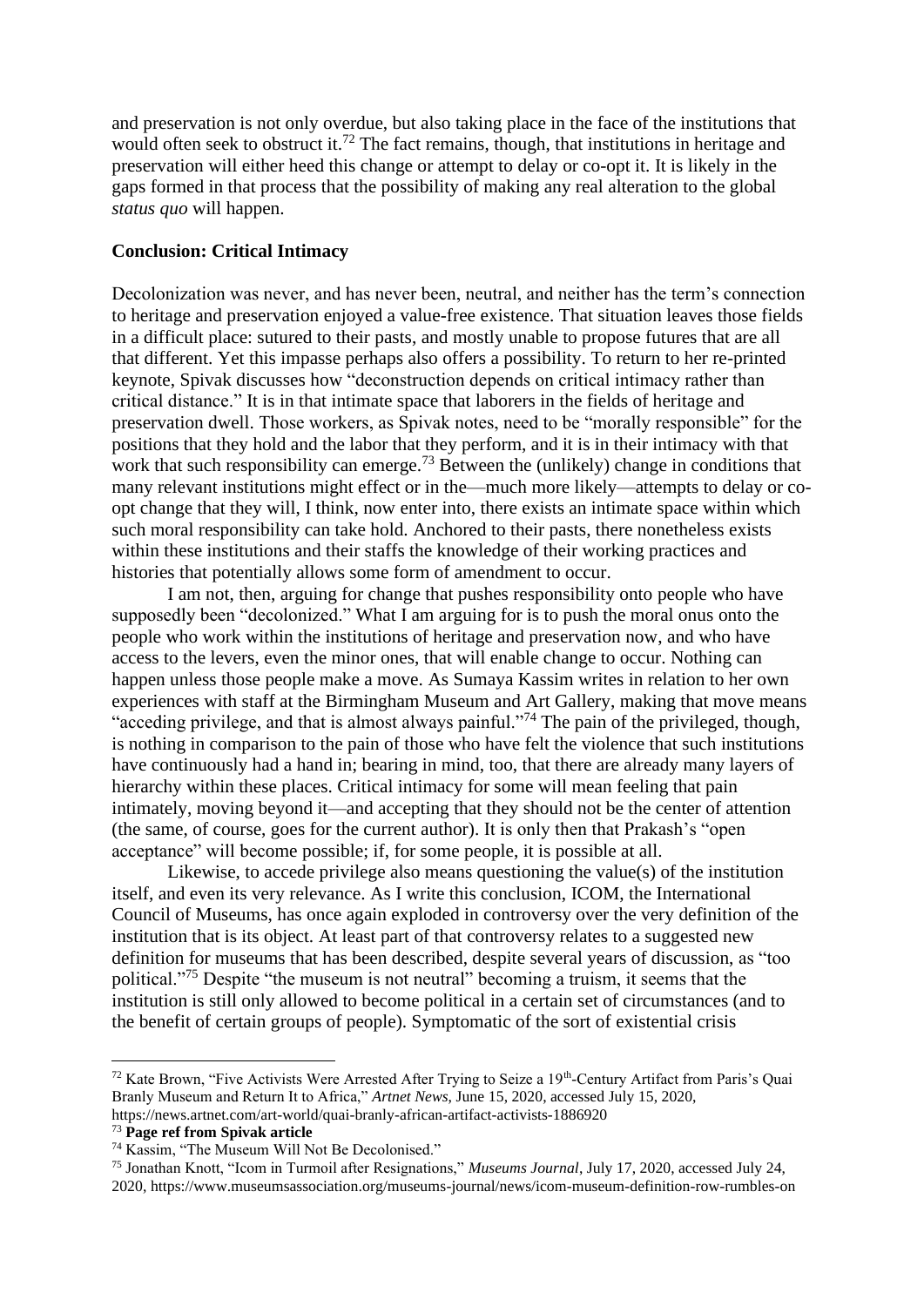and preservation is not only overdue, but also taking place in the face of the institutions that would often seek to obstruct it.[72] The fact remains, though, that institutions in heritage and preservation will either heed this change or attempt to delay or co-opt it. It is likely in the gaps formed in that process that the possibility of making any real alteration to the global *status quo* will happen.

**Conclusion: Critical Intimacy**

Decolonization was never, and has never been, neutral, and neither has the term's connection to heritage and preservation enjoyed a value-free existence. That situation leaves those fields in a difficult place: sutured to their pasts, and mostly unable to propose futures that are all that different. Yet this impasse perhaps also offers a possibility. To return to her re-printed keynote, Spivak discusses how "deconstruction depends on critical intimacy rather than critical distance." It is in that intimate space that laborers in the fields of heritage and preservation dwell. Those workers, as Spivak notes, need to be "morally responsible" for the positions that they hold and the labor that they perform, and it is in their intimacy with that work that such responsibility can emerge.[73] Between the (unlikely) change in conditions that many relevant institutions might effect or in the—much more likely—attempts to delay or co-opt change that they will, I think, now enter into, there exists an intimate space within which such moral responsibility can take hold. Anchored to their pasts, there nonetheless exists within these institutions and their staffs the knowledge of their working practices and histories that potentially allows some form of amendment to occur.

I am not, then, arguing for change that pushes responsibility onto people who have supposedly been "decolonized." What I am arguing for is to push the moral onus onto the people who work within the institutions of heritage and preservation now, and who have access to the levers, even the minor ones, that will enable change to occur. Nothing can happen unless those people make a move. As Sumaya Kassim writes in relation to her own experiences with staff at the Birmingham Museum and Art Gallery, making that move means "acceding privilege, and that is almost always painful."[74] The pain of the privileged, though, is nothing in comparison to the pain of those who have felt the violence that such institutions have continuously had a hand in; bearing in mind, too, that there are already many layers of hierarchy within these places. Critical intimacy for some will mean feeling that pain intimately, moving beyond it—and accepting that they should not be the center of attention (the same, of course, goes for the current author). It is only then that Prakash's "open acceptance" will become possible; if, for some people, it is possible at all.

Likewise, to accede privilege also means questioning the value(s) of the institution itself, and even its very relevance. As I write this conclusion, ICOM, the International Council of Museums, has once again exploded in controversy over the very definition of the institution that is its object. At least part of that controversy relates to a suggested new definition for museums that has been described, despite several years of discussion, as "too political."[75] Despite "the museum is not neutral" becoming a truism, it seems that the institution is still only allowed to become political in a certain set of circumstances (and to the benefit of certain groups of people). Symptomatic of the sort of existential crisis

---

[72] Kate Brown, "Five Activists Were Arrested After Trying to Seize a 19th-Century Artifact from Paris's Quai Branly Museum and Return It to Africa," *Artnet News*, June 15, 2020, accessed July 15, 2020, https://news.artnet.com/art-world/quai-branly-african-artifact-activists-1886920

[73] **Page ref from Spivak article**

[74] Kassim, "The Museum Will Not Be Decolonised."

[75] Jonathan Knott, "Icom in Turmoil after Resignations," *Museums Journal*, July 17, 2020, accessed July 24, 2020, https://www.museumsassociation.org/museums-journal/news/icom-museum-definition-row-rumbles-on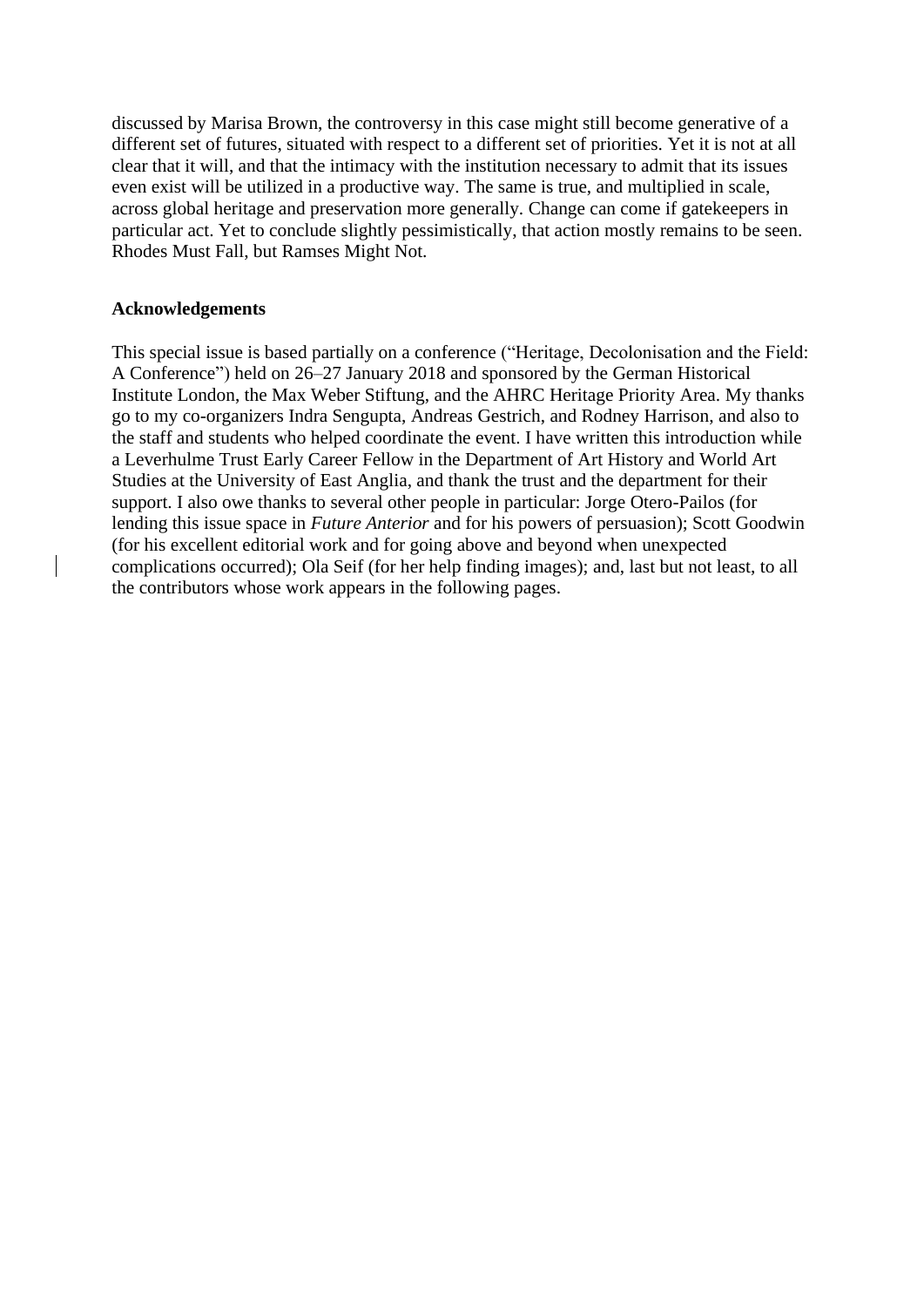discussed by Marisa Brown, the controversy in this case might still become generative of a different set of futures, situated with respect to a different set of priorities. Yet it is not at all clear that it will, and that the intimacy with the institution necessary to admit that its issues even exist will be utilized in a productive way. The same is true, and multiplied in scale, across global heritage and preservation more generally. Change can come if gatekeepers in particular act. Yet to conclude slightly pessimistically, that action mostly remains to be seen. Rhodes Must Fall, but Ramses Might Not.

**Acknowledgements**

This special issue is based partially on a conference ("Heritage, Decolonisation and the Field: A Conference") held on 26–27 January 2018 and sponsored by the German Historical Institute London, the Max Weber Stiftung, and the AHRC Heritage Priority Area. My thanks go to my co-organizers Indra Sengupta, Andreas Gestrich, and Rodney Harrison, and also to the staff and students who helped coordinate the event. I have written this introduction while a Leverhulme Trust Early Career Fellow in the Department of Art History and World Art Studies at the University of East Anglia, and thank the trust and the department for their support. I also owe thanks to several other people in particular: Jorge Otero-Pailos (for lending this issue space in *Future Anterior* and for his powers of persuasion); Scott Goodwin (for his excellent editorial work and for going above and beyond when unexpected complications occurred); Ola Seif (for her help finding images); and, last but not least, to all the contributors whose work appears in the following pages.